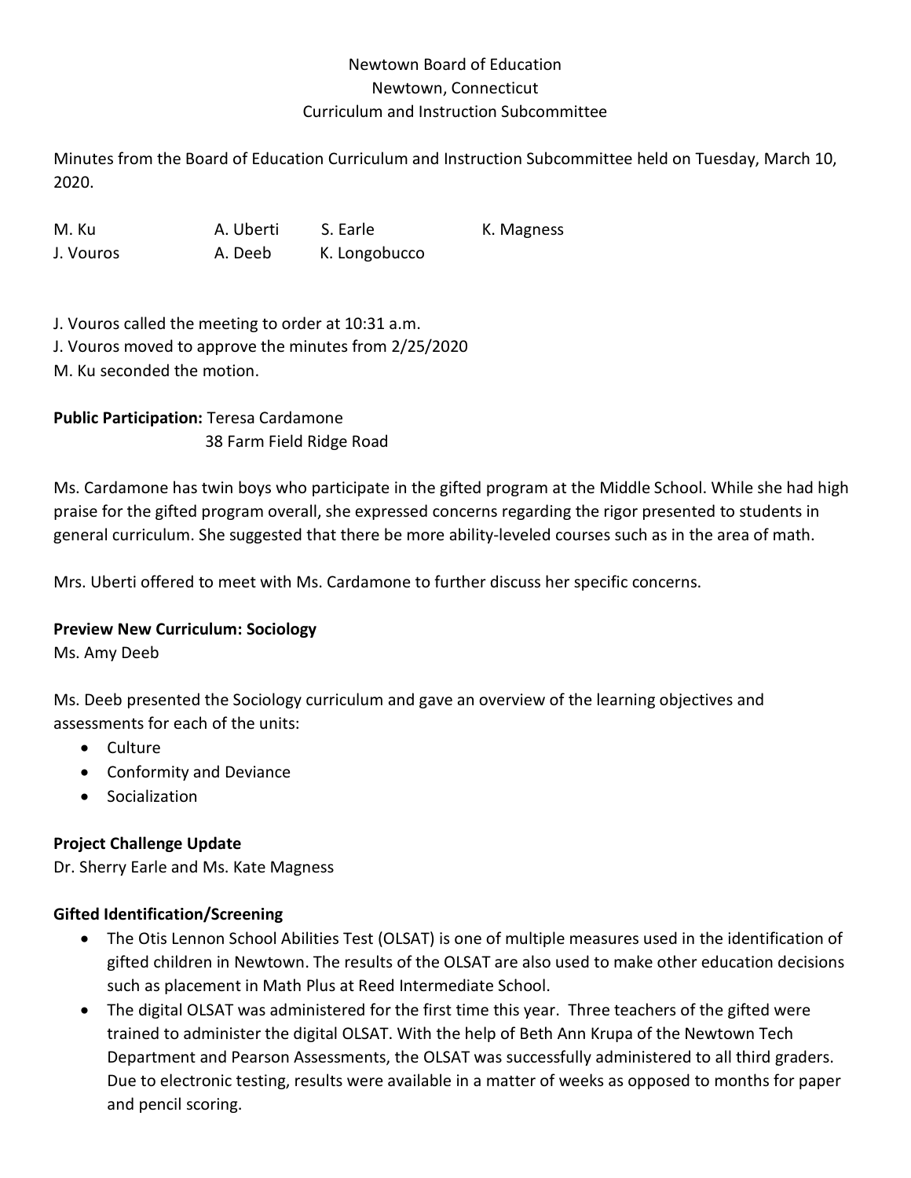Newtown Board of Education

Newtown, Connecticut

Curriculum and Instruction Subcommittee

Minutes from the Board of Education Curriculum and Instruction Subcommittee held on Tuesday, March 10, 2020.

| M. Ku | A. Uberti | S. Earle | K. Magness |
|---|---|---|---|
| J. Vouros | A. Deeb | K. Longobucco | |

J. Vouros called the meeting to order at 10:31 a.m.

J. Vouros moved to approve the minutes from 2/25/2020

M. Ku seconded the motion.

**Public Participation:** Teresa Cardamone
38 Farm Field Ridge Road

Ms. Cardamone has twin boys who participate in the gifted program at the Middle School. While she had high praise for the gifted program overall, she expressed concerns regarding the rigor presented to students in general curriculum. She suggested that there be more ability-leveled courses such as in the area of math.

Mrs. Uberti offered to meet with Ms. Cardamone to further discuss her specific concerns.

**Preview New Curriculum: Sociology**

Ms. Amy Deeb

Ms. Deeb presented the Sociology curriculum and gave an overview of the learning objectives and assessments for each of the units:

- Culture
- Conformity and Deviance
- Socialization

**Project Challenge Update**

Dr. Sherry Earle and Ms. Kate Magness

**Gifted Identification/Screening**

- The Otis Lennon School Abilities Test (OLSAT) is one of multiple measures used in the identification of gifted children in Newtown. The results of the OLSAT are also used to make other education decisions such as placement in Math Plus at Reed Intermediate School.
- The digital OLSAT was administered for the first time this year. Three teachers of the gifted were trained to administer the digital OLSAT. With the help of Beth Ann Krupa of the Newtown Tech Department and Pearson Assessments, the OLSAT was successfully administered to all third graders. Due to electronic testing, results were available in a matter of weeks as opposed to months for paper and pencil scoring.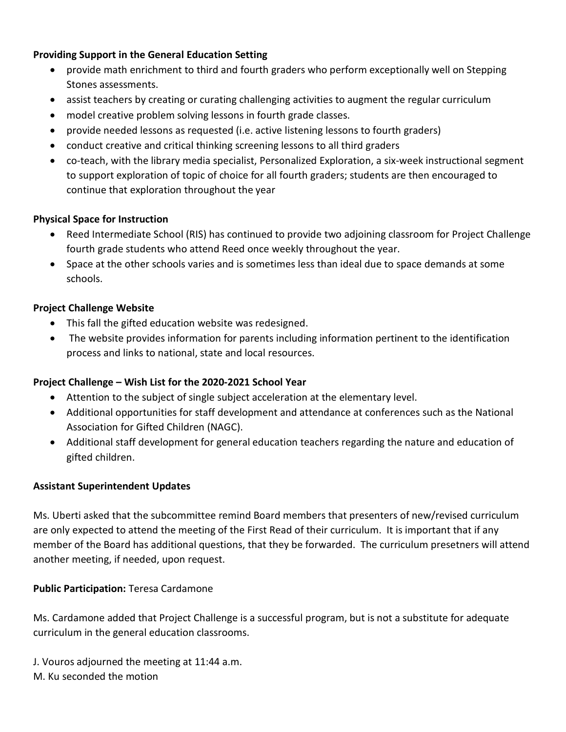**Providing Support in the General Education Setting**

- provide math enrichment to third and fourth graders who perform exceptionally well on Stepping Stones assessments.
- assist teachers by creating or curating challenging activities to augment the regular curriculum
- model creative problem solving lessons in fourth grade classes.
- provide needed lessons as requested (i.e. active listening lessons to fourth graders)
- conduct creative and critical thinking screening lessons to all third graders
- co-teach, with the library media specialist, Personalized Exploration, a six-week instructional segment to support exploration of topic of choice for all fourth graders; students are then encouraged to continue that exploration throughout the year

**Physical Space for Instruction**

- Reed Intermediate School (RIS) has continued to provide two adjoining classroom for Project Challenge fourth grade students who attend Reed once weekly throughout the year.
- Space at the other schools varies and is sometimes less than ideal due to space demands at some schools.

**Project Challenge Website**

- This fall the gifted education website was redesigned.
- The website provides information for parents including information pertinent to the identification process and links to national, state and local resources.

**Project Challenge – Wish List for the 2020-2021 School Year**

- Attention to the subject of single subject acceleration at the elementary level.
- Additional opportunities for staff development and attendance at conferences such as the National Association for Gifted Children (NAGC).
- Additional staff development for general education teachers regarding the nature and education of gifted children.

**Assistant Superintendent Updates**

Ms. Uberti asked that the subcommittee remind Board members that presenters of new/revised curriculum are only expected to attend the meeting of the First Read of their curriculum. It is important that if any member of the Board has additional questions, that they be forwarded. The curriculum presetners will attend another meeting, if needed, upon request.

**Public Participation:** Teresa Cardamone

Ms. Cardamone added that Project Challenge is a successful program, but is not a substitute for adequate curriculum in the general education classrooms.

J. Vouros adjourned the meeting at 11:44 a.m.
M. Ku seconded the motion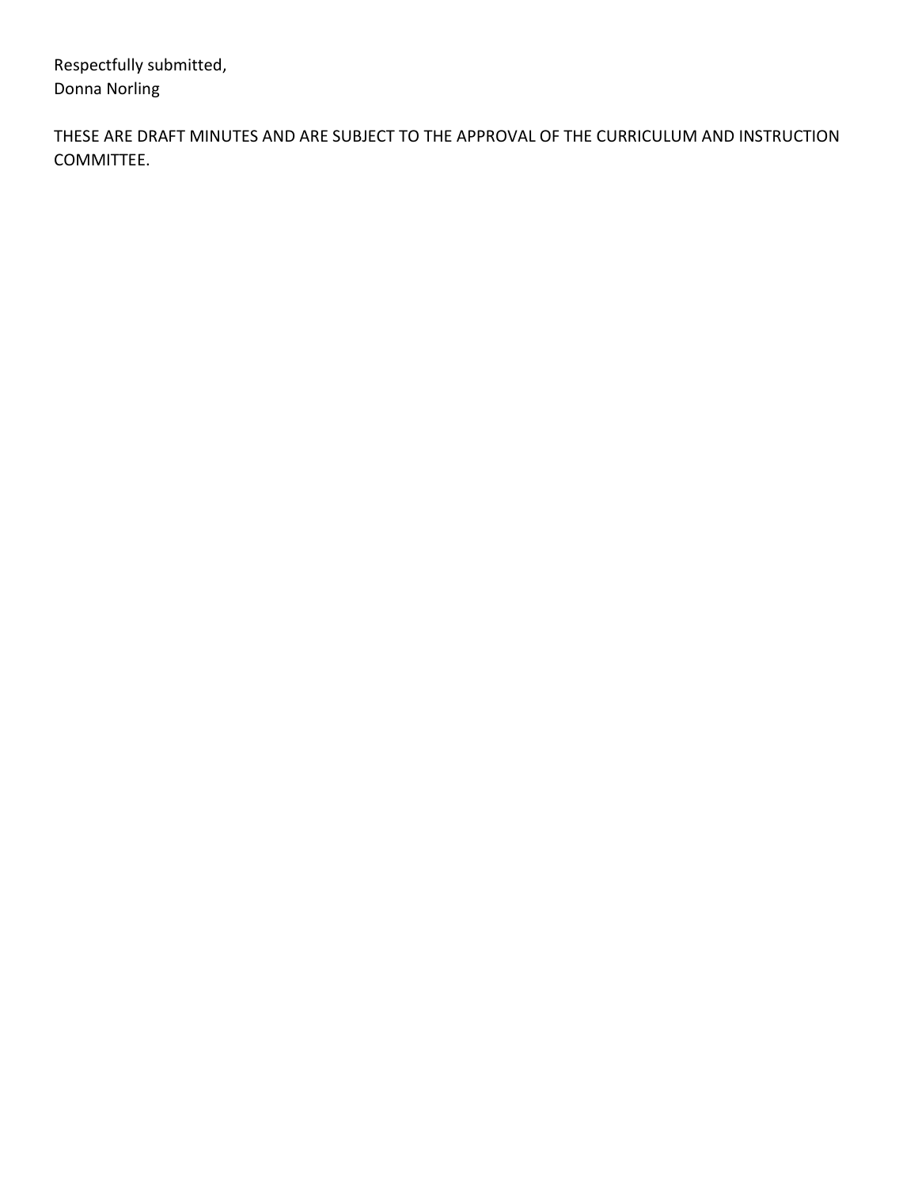Respectfully submitted,
Donna Norling

THESE ARE DRAFT MINUTES AND ARE SUBJECT TO THE APPROVAL OF THE CURRICULUM AND INSTRUCTION COMMITTEE.